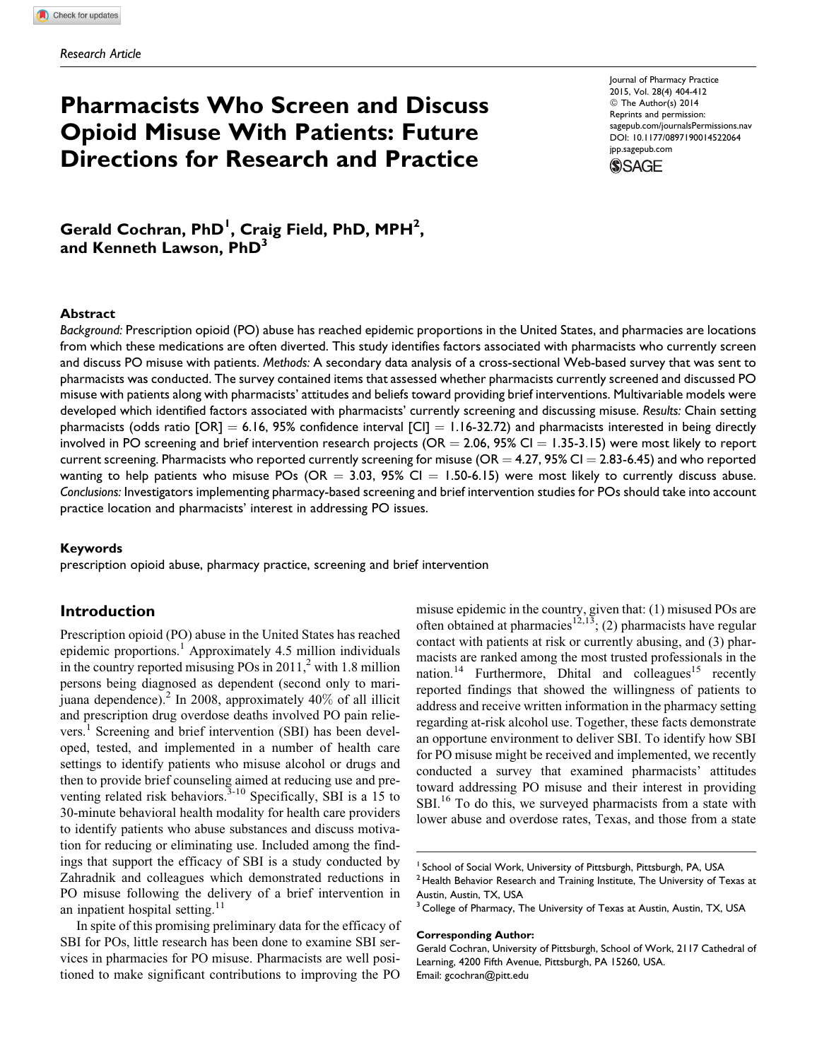Research Article

# Pharmacists Who Screen and Discuss Opioid Misuse With Patients: Future Directions for Research and Practice

Journal of Pharmacy Practice
2015, Vol. 28(4) 404-412
© The Author(s) 2014
Reprints and permission:
sagepub.com/journalsPermissions.nav
DOI: 10.1177/0897190014522064
jpp.sagepub.com

**Gerald Cochran, PhD[1], Craig Field, PhD, MPH[2], and Kenneth Lawson, PhD[3]**

## Abstract

*Background:* Prescription opioid (PO) abuse has reached epidemic proportions in the United States, and pharmacies are locations from which these medications are often diverted. This study identifies factors associated with pharmacists who currently screen and discuss PO misuse with patients. *Methods:* A secondary data analysis of a cross-sectional Web-based survey that was sent to pharmacists was conducted. The survey contained items that assessed whether pharmacists currently screened and discussed PO misuse with patients along with pharmacists' attitudes and beliefs toward providing brief interventions. Multivariable models were developed which identified factors associated with pharmacists' currently screening and discussing misuse. *Results:* Chain setting pharmacists (odds ratio [OR] = 6.16, 95% confidence interval [CI] = 1.16-32.72) and pharmacists interested in being directly involved in PO screening and brief intervention research projects (OR = 2.06, 95% CI = 1.35-3.15) were most likely to report current screening. Pharmacists who reported currently screening for misuse (OR = 4.27, 95% CI = 2.83-6.45) and who reported wanting to help patients who misuse POs (OR = 3.03, 95% CI = 1.50-6.15) were most likely to currently discuss abuse. *Conclusions:* Investigators implementing pharmacy-based screening and brief intervention studies for POs should take into account practice location and pharmacists' interest in addressing PO issues.

### Keywords

prescription opioid abuse, pharmacy practice, screening and brief intervention

## Introduction

Prescription opioid (PO) abuse in the United States has reached epidemic proportions.[1] Approximately 4.5 million individuals in the country reported misusing POs in 2011,[2] with 1.8 million persons being diagnosed as dependent (second only to marijuana dependence).[2] In 2008, approximately 40% of all illicit and prescription drug overdose deaths involved PO pain relievers.[1] Screening and brief intervention (SBI) has been developed, tested, and implemented in a number of health care settings to identify patients who misuse alcohol or drugs and then to provide brief counseling aimed at reducing use and preventing related risk behaviors.[3-10] Specifically, SBI is a 15 to 30-minute behavioral health modality for health care providers to identify patients who abuse substances and discuss motivation for reducing or eliminating use. Included among the findings that support the efficacy of SBI is a study conducted by Zahradnik and colleagues which demonstrated reductions in PO misuse following the delivery of a brief intervention in an inpatient hospital setting.[11]

In spite of this promising preliminary data for the efficacy of SBI for POs, little research has been done to examine SBI services in pharmacies for PO misuse. Pharmacists are well positioned to make significant contributions to improving the PO misuse epidemic in the country, given that: (1) misused POs are often obtained at pharmacies[12,13]; (2) pharmacists have regular contact with patients at risk or currently abusing, and (3) pharmacists are ranked among the most trusted professionals in the nation.[14] Furthermore, Dhital and colleagues[15] recently reported findings that showed the willingness of patients to address and receive written information in the pharmacy setting regarding at-risk alcohol use. Together, these facts demonstrate an opportune environment to deliver SBI. To identify how SBI for PO misuse might be received and implemented, we recently conducted a survey that examined pharmacists' attitudes toward addressing PO misuse and their interest in providing SBI.[16] To do this, we surveyed pharmacists from a state with lower abuse and overdose rates, Texas, and those from a state

[1] School of Social Work, University of Pittsburgh, Pittsburgh, PA, USA
[2] Health Behavior Research and Training Institute, The University of Texas at Austin, Austin, TX, USA
[3] College of Pharmacy, The University of Texas at Austin, Austin, TX, USA

**Corresponding Author:**
Gerald Cochran, University of Pittsburgh, School of Work, 2117 Cathedral of Learning, 4200 Fifth Avenue, Pittsburgh, PA 15260, USA.
Email: gcochran@pitt.edu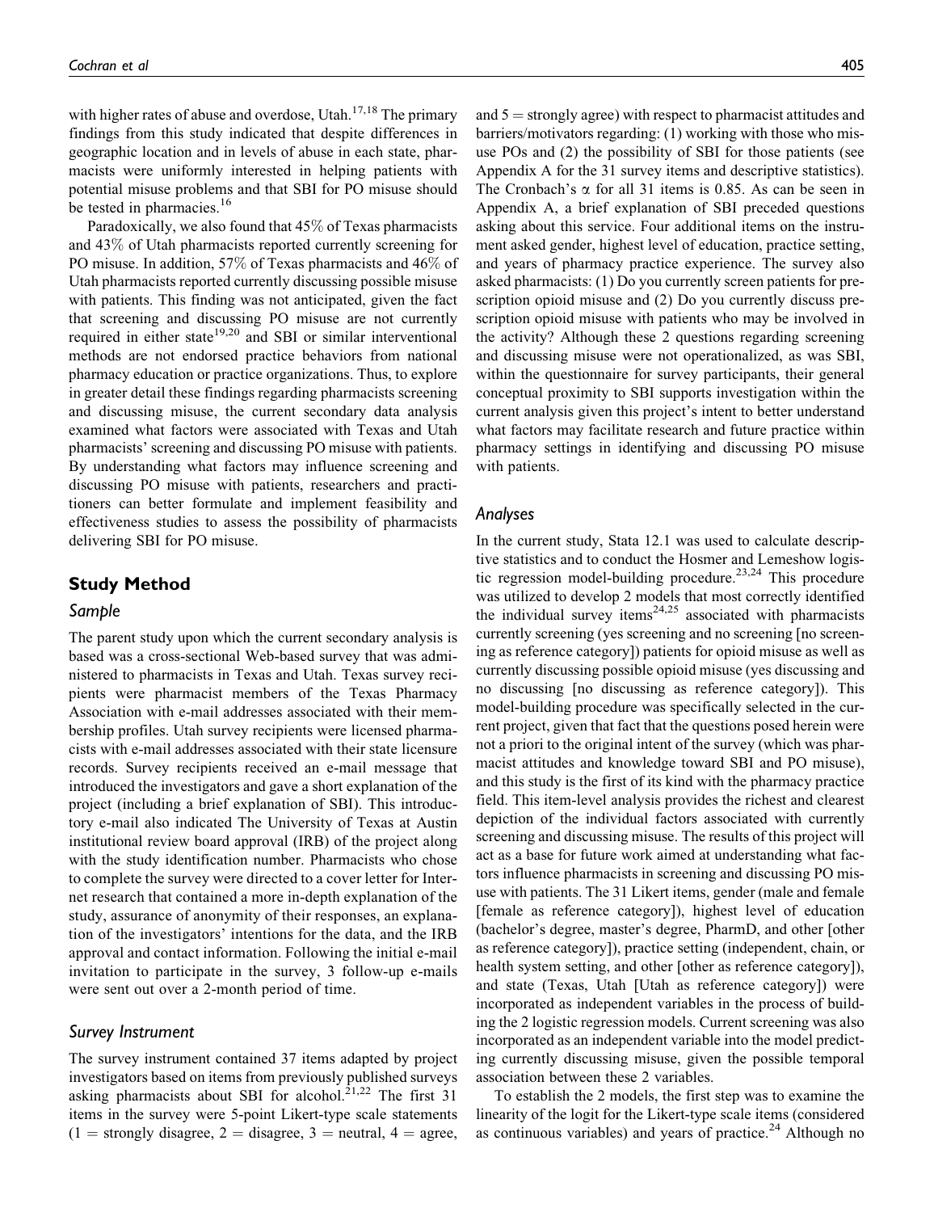with higher rates of abuse and overdose, Utah.[17,18] The primary findings from this study indicated that despite differences in geographic location and in levels of abuse in each state, pharmacists were uniformly interested in helping patients with potential misuse problems and that SBI for PO misuse should be tested in pharmacies.[16]

Paradoxically, we also found that 45% of Texas pharmacists and 43% of Utah pharmacists reported currently screening for PO misuse. In addition, 57% of Texas pharmacists and 46% of Utah pharmacists reported currently discussing possible misuse with patients. This finding was not anticipated, given the fact that screening and discussing PO misuse are not currently required in either state[19,20] and SBI or similar interventional methods are not endorsed practice behaviors from national pharmacy education or practice organizations. Thus, to explore in greater detail these findings regarding pharmacists screening and discussing misuse, the current secondary data analysis examined what factors were associated with Texas and Utah pharmacists' screening and discussing PO misuse with patients. By understanding what factors may influence screening and discussing PO misuse with patients, researchers and practitioners can better formulate and implement feasibility and effectiveness studies to assess the possibility of pharmacists delivering SBI for PO misuse.

## Study Method

### Sample

The parent study upon which the current secondary analysis is based was a cross-sectional Web-based survey that was administered to pharmacists in Texas and Utah. Texas survey recipients were pharmacist members of the Texas Pharmacy Association with e-mail addresses associated with their membership profiles. Utah survey recipients were licensed pharmacists with e-mail addresses associated with their state licensure records. Survey recipients received an e-mail message that introduced the investigators and gave a short explanation of the project (including a brief explanation of SBI). This introductory e-mail also indicated The University of Texas at Austin institutional review board approval (IRB) of the project along with the study identification number. Pharmacists who chose to complete the survey were directed to a cover letter for Internet research that contained a more in-depth explanation of the study, assurance of anonymity of their responses, an explanation of the investigators' intentions for the data, and the IRB approval and contact information. Following the initial e-mail invitation to participate in the survey, 3 follow-up e-mails were sent out over a 2-month period of time.

### Survey Instrument

The survey instrument contained 37 items adapted by project investigators based on items from previously published surveys asking pharmacists about SBI for alcohol.[21,22] The first 31 items in the survey were 5-point Likert-type scale statements (1 = strongly disagree, 2 = disagree, 3 = neutral, 4 = agree, and 5 = strongly agree) with respect to pharmacist attitudes and barriers/motivators regarding: (1) working with those who misuse POs and (2) the possibility of SBI for those patients (see Appendix A for the 31 survey items and descriptive statistics). The Cronbach's $\alpha$ for all 31 items is 0.85. As can be seen in Appendix A, a brief explanation of SBI preceded questions asking about this service. Four additional items on the instrument asked gender, highest level of education, practice setting, and years of pharmacy practice experience. The survey also asked pharmacists: (1) Do you currently screen patients for prescription opioid misuse and (2) Do you currently discuss prescription opioid misuse with patients who may be involved in the activity? Although these 2 questions regarding screening and discussing misuse were not operationalized, as was SBI, within the questionnaire for survey participants, their general conceptual proximity to SBI supports investigation within the current analysis given this project's intent to better understand what factors may facilitate research and future practice within pharmacy settings in identifying and discussing PO misuse with patients.

### Analyses

In the current study, Stata 12.1 was used to calculate descriptive statistics and to conduct the Hosmer and Lemeshow logistic regression model-building procedure.[23,24] This procedure was utilized to develop 2 models that most correctly identified the individual survey items[24,25] associated with pharmacists currently screening (yes screening and no screening [no screening as reference category]) patients for opioid misuse as well as currently discussing possible opioid misuse (yes discussing and no discussing [no discussing as reference category]). This model-building procedure was specifically selected in the current project, given that fact that the questions posed herein were not a priori to the original intent of the survey (which was pharmacist attitudes and knowledge toward SBI and PO misuse), and this study is the first of its kind with the pharmacy practice field. This item-level analysis provides the richest and clearest depiction of the individual factors associated with currently screening and discussing misuse. The results of this project will act as a base for future work aimed at understanding what factors influence pharmacists in screening and discussing PO misuse with patients. The 31 Likert items, gender (male and female [female as reference category]), highest level of education (bachelor's degree, master's degree, PharmD, and other [other as reference category]), practice setting (independent, chain, or health system setting, and other [other as reference category]), and state (Texas, Utah [Utah as reference category]) were incorporated as independent variables in the process of building the 2 logistic regression models. Current screening was also incorporated as an independent variable into the model predicting currently discussing misuse, given the possible temporal association between these 2 variables.

To establish the 2 models, the first step was to examine the linearity of the logit for the Likert-type scale items (considered as continuous variables) and years of practice.[24] Although no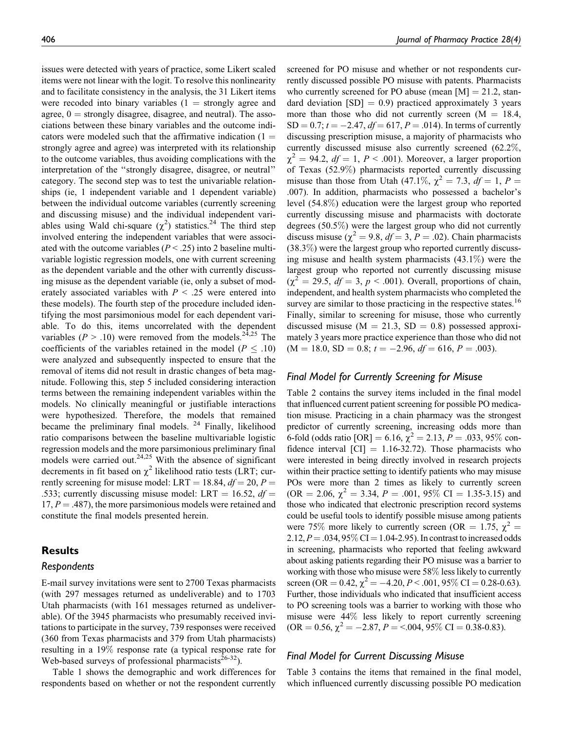issues were detected with years of practice, some Likert scaled items were not linear with the logit. To resolve this nonlinearity and to facilitate consistency in the analysis, the 31 Likert items were recoded into binary variables (1 = strongly agree and agree, 0 = strongly disagree, disagree, and neutral). The associations between these binary variables and the outcome indicators were modeled such that the affirmative indication (1 = strongly agree and agree) was interpreted with its relationship to the outcome variables, thus avoiding complications with the interpretation of the "strongly disagree, disagree, or neutral" category. The second step was to test the univariable relationships (ie, 1 independent variable and 1 dependent variable) between the individual outcome variables (currently screening and discussing misuse) and the individual independent variables using Wald chi-square ($\chi^2$) statistics.[24] The third step involved entering the independent variables that were associated with the outcome variables ($P < .25$) into 2 baseline multivariable logistic regression models, one with current screening as the dependent variable and the other with currently discussing misuse as the dependent variable (ie, only a subset of moderately associated variables with $P < .25$ were entered into these models). The fourth step of the procedure included identifying the most parsimonious model for each dependent variable. To do this, items uncorrelated with the dependent variables ($P > .10$) were removed from the models.[24,25] The coefficients of the variables retained in the model ($P \leq .10$) were analyzed and subsequently inspected to ensure that the removal of items did not result in drastic changes of beta magnitude. Following this, step 5 included considering interaction terms between the remaining independent variables within the models. No clinically meaningful or justifiable interactions were hypothesized. Therefore, the models that remained became the preliminary final models.[24] Finally, likelihood ratio comparisons between the baseline multivariable logistic regression models and the more parsimonious preliminary final models were carried out.[24,25] With the absence of significant decrements in fit based on $\chi^2$ likelihood ratio tests (LRT; currently screening for misuse model: LRT = 18.84, $df = 20$, $P = .533$; currently discussing misuse model: LRT = 16.52, $df = 17$, $P = .487$), the more parsimonious models were retained and constitute the final models presented herein.

## Results

### Respondents

E-mail survey invitations were sent to 2700 Texas pharmacists (with 297 messages returned as undeliverable) and to 1703 Utah pharmacists (with 161 messages returned as undeliverable). Of the 3945 pharmacists who presumably received invitations to participate in the survey, 739 responses were received (360 from Texas pharmacists and 379 from Utah pharmacists) resulting in a 19% response rate (a typical response rate for Web-based surveys of professional pharmacists[26-32]).

Table 1 shows the demographic and work differences for respondents based on whether or not the respondent currently screened for PO misuse and whether or not respondents currently discussed possible PO misuse with patents. Pharmacists who currently screened for PO abuse (mean [M] = 21.2, standard deviation [SD] = 0.9) practiced approximately 3 years more than those who did not currently screen (M = 18.4, SD = 0.7; $t = -2.47$, $df = 617$, $P = .014$). In terms of currently discussing prescription misuse, a majority of pharmacists who currently discussed misuse also currently screened (62.2%, $\chi^2 = 94.2$, $df = 1$, $P < .001$). Moreover, a larger proportion of Texas (52.9%) pharmacists reported currently discussing misuse than those from Utah (47.1%, $\chi^2 = 7.3$, $df = 1$, $P = .007$). In addition, pharmacists who possessed a bachelor's level (54.8%) education were the largest group who reported currently discussing misuse and pharmacists with doctorate degrees (50.5%) were the largest group who did not currently discuss misuse ($\chi^2 = 9.8$, $df = 3$, $P = .02$). Chain pharmacists (38.3%) were the largest group who reported currently discussing misuse and health system pharmacists (43.1%) were the largest group who reported not currently discussing misuse ($\chi^2 = 29.5$, $df = 3$, $p < .001$). Overall, proportions of chain, independent, and health system pharmacists who completed the survey are similar to those practicing in the respective states.[16] Finally, similar to screening for misuse, those who currently discussed misuse (M = 21.3, SD = 0.8) possessed approximately 3 years more practice experience than those who did not (M = 18.0, SD = 0.8; $t = -2.96$, $df = 616$, $P = .003$).

### Final Model for Currently Screening for Misuse

Table 2 contains the survey items included in the final model that influenced current patient screening for possible PO medication misuse. Practicing in a chain pharmacy was the strongest predictor of currently screening, increasing odds more than 6-fold (odds ratio [OR] = 6.16, $\chi^2 = 2.13$, $P = .033$, 95% confidence interval [CI] = 1.16-32.72). Those pharmacists who were interested in being directly involved in research projects within their practice setting to identify patients who may misuse POs were more than 2 times as likely to currently screen (OR = 2.06, $\chi^2 = 3.34$, $P = .001$, 95% CI = 1.35-3.15) and those who indicated that electronic prescription record systems could be useful tools to identify possible misuse among patients were 75% more likely to currently screen (OR = 1.75, $\chi^2 = 2.12$, $P = .034$, 95% CI = 1.04-2.95). In contrast to increased odds in screening, pharmacists who reported that feeling awkward about asking patients regarding their PO misuse was a barrier to working with those who misuse were 58% less likely to currently screen (OR = 0.42, $\chi^2 = -4.20$, $P < .001$, 95% CI = 0.28-0.63). Further, those individuals who indicated that insufficient access to PO screening tools was a barrier to working with those who misuse were 44% less likely to report currently screening (OR = 0.56, $\chi^2 = -2.87$, $P = <.004$, 95% CI = 0.38-0.83).

### Final Model for Current Discussing Misuse

Table 3 contains the items that remained in the final model, which influenced currently discussing possible PO medication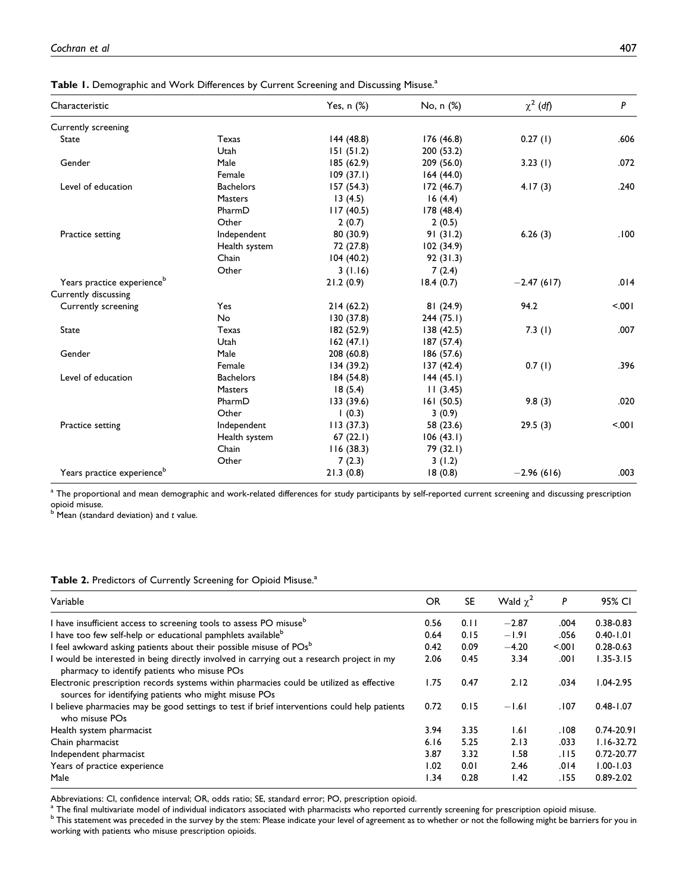**Table 1.** Demographic and Work Differences by Current Screening and Discussing Misuse.[a]

| Characteristic | | Yes, n (%) | No, n (%) | $\chi^2$ (*df*) | *P* |
|---|---|---|---|---|---|
| Currently screening | | | | | |
| State | Texas | 144 (48.8) | 176 (46.8) | 0.27 (1) | .606 |
| | Utah | 151 (51.2) | 200 (53.2) | | |
| Gender | Male | 185 (62.9) | 209 (56.0) | 3.23 (1) | .072 |
| | Female | 109 (37.1) | 164 (44.0) | | |
| Level of education | Bachelors | 157 (54.3) | 172 (46.7) | 4.17 (3) | .240 |
| | Masters | 13 (4.5) | 16 (4.4) | | |
| | PharmD | 117 (40.5) | 178 (48.4) | | |
| | Other | 2 (0.7) | 2 (0.5) | | |
| Practice setting | Independent | 80 (30.9) | 91 (31.2) | 6.26 (3) | .100 |
| | Health system | 72 (27.8) | 102 (34.9) | | |
| | Chain | 104 (40.2) | 92 (31.3) | | |
| | Other | 3 (1.16) | 7 (2.4) | | |
| Years practice experience[b] | | 21.2 (0.9) | 18.4 (0.7) | −2.47 (617) | .014 |
| Currently discussing | | | | | |
| Currently screening | Yes | 214 (62.2) | 81 (24.9) | 94.2 | <.001 |
| | No | 130 (37.8) | 244 (75.1) | | |
| State | Texas | 182 (52.9) | 138 (42.5) | 7.3 (1) | .007 |
| | Utah | 162 (47.1) | 187 (57.4) | | |
| Gender | Male | 208 (60.8) | 186 (57.6) | | |
| | Female | 134 (39.2) | 137 (42.4) | 0.7 (1) | .396 |
| Level of education | Bachelors | 184 (54.8) | 144 (45.1) | | |
| | Masters | 18 (5.4) | 11 (3.45) | | |
| | PharmD | 133 (39.6) | 161 (50.5) | 9.8 (3) | .020 |
| | Other | 1 (0.3) | 3 (0.9) | | |
| Practice setting | Independent | 113 (37.3) | 58 (23.6) | 29.5 (3) | <.001 |
| | Health system | 67 (22.1) | 106 (43.1) | | |
| | Chain | 116 (38.3) | 79 (32.1) | | |
| | Other | 7 (2.3) | 3 (1.2) | | |
| Years practice experience[b] | | 21.3 (0.8) | 18 (0.8) | −2.96 (616) | .003 |

[a] The proportional and mean demographic and work-related differences for study participants by self-reported current screening and discussing prescription opioid misuse.
[b] Mean (standard deviation) and *t* value.

**Table 2.** Predictors of Currently Screening for Opioid Misuse.[a]

| Variable | OR | SE | Wald $\chi^2$ | *P* | 95% CI |
|---|---|---|---|---|---|
| I have insufficient access to screening tools to assess PO misuse[b] | 0.56 | 0.11 | −2.87 | .004 | 0.38-0.83 |
| I have too few self-help or educational pamphlets available[b] | 0.64 | 0.15 | −1.91 | .056 | 0.40-1.01 |
| I feel awkward asking patients about their possible misuse of POs[b] | 0.42 | 0.09 | −4.20 | <.001 | 0.28-0.63 |
| I would be interested in being directly involved in carrying out a research project in my pharmacy to identify patients who misuse POs | 2.06 | 0.45 | 3.34 | .001 | 1.35-3.15 |
| Electronic prescription records systems within pharmacies could be utilized as effective sources for identifying patients who might misuse POs | 1.75 | 0.47 | 2.12 | .034 | 1.04-2.95 |
| I believe pharmacies may be good settings to test if brief interventions could help patients who misuse POs | 0.72 | 0.15 | −1.61 | .107 | 0.48-1.07 |
| Health system pharmacist | 3.94 | 3.35 | 1.61 | .108 | 0.74-20.91 |
| Chain pharmacist | 6.16 | 5.25 | 2.13 | .033 | 1.16-32.72 |
| Independent pharmacist | 3.87 | 3.32 | 1.58 | .115 | 0.72-20.77 |
| Years of practice experience | 1.02 | 0.01 | 2.46 | .014 | 1.00-1.03 |
| Male | 1.34 | 0.28 | 1.42 | .155 | 0.89-2.02 |

Abbreviations: CI, confidence interval; OR, odds ratio; SE, standard error; PO, prescription opioid.
[a] The final multivariate model of individual indicators associated with pharmacists who reported currently screening for prescription opioid misuse.
[b] This statement was preceded in the survey by the stem: Please indicate your level of agreement as to whether or not the following might be barriers for you in working with patients who misuse prescription opioids.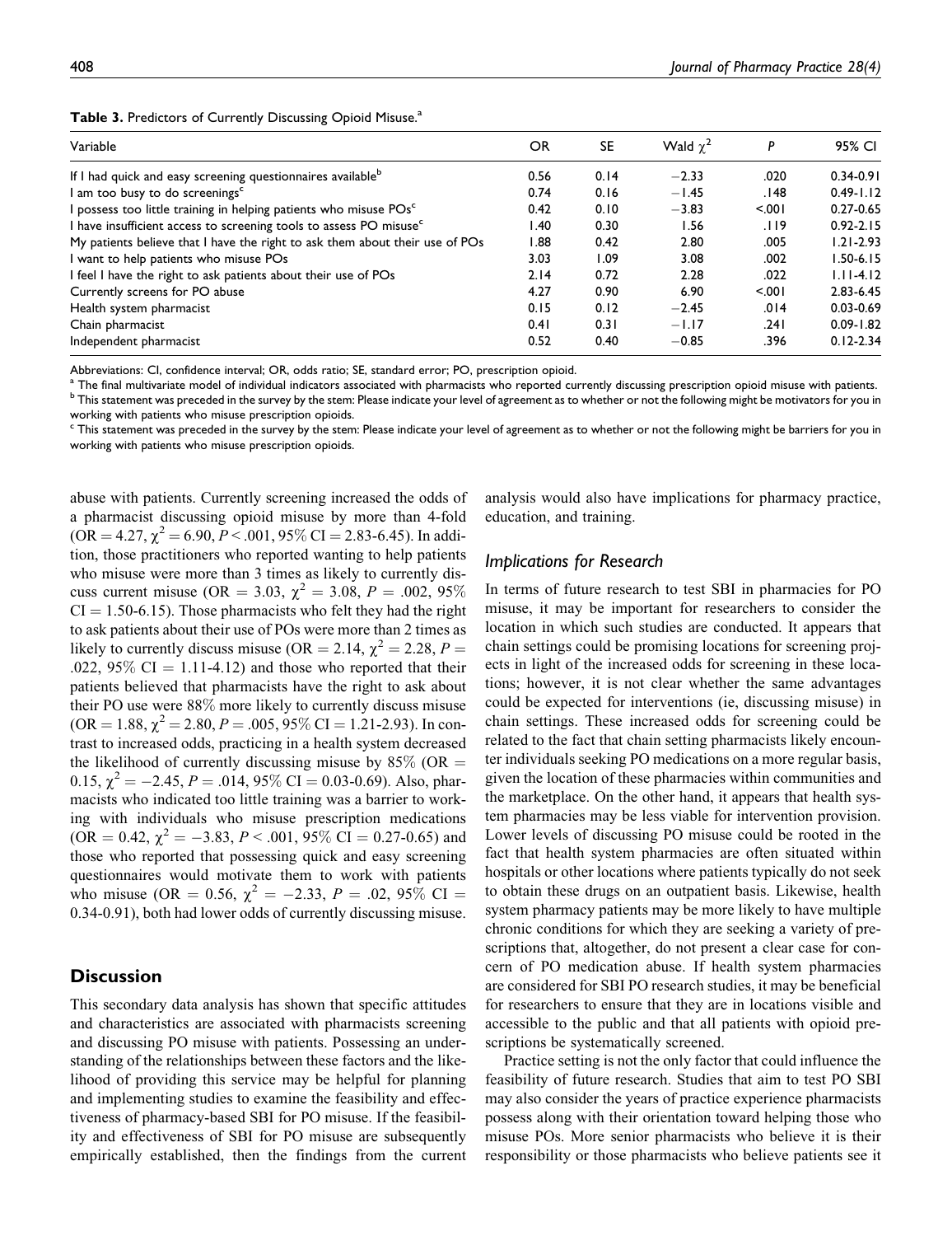**Table 3.** Predictors of Currently Discussing Opioid Misuse.[a]

| Variable | OR | SE | Wald $\chi^2$ | P | 95% CI |
|---|---|---|---|---|---|
| If I had quick and easy screening questionnaires available[b] | 0.56 | 0.14 | −2.33 | .020 | 0.34-0.91 |
| I am too busy to do screenings[c] | 0.74 | 0.16 | −1.45 | .148 | 0.49-1.12 |
| I possess too little training in helping patients who misuse POs[c] | 0.42 | 0.10 | −3.83 | <.001 | 0.27-0.65 |
| I have insufficient access to screening tools to assess PO misuse[c] | 1.40 | 0.30 | 1.56 | .119 | 0.92-2.15 |
| My patients believe that I have the right to ask them about their use of POs | 1.88 | 0.42 | 2.80 | .005 | 1.21-2.93 |
| I want to help patients who misuse POs | 3.03 | 1.09 | 3.08 | .002 | 1.50-6.15 |
| I feel I have the right to ask patients about their use of POs | 2.14 | 0.72 | 2.28 | .022 | 1.11-4.12 |
| Currently screens for PO abuse | 4.27 | 0.90 | 6.90 | <.001 | 2.83-6.45 |
| Health system pharmacist | 0.15 | 0.12 | −2.45 | .014 | 0.03-0.69 |
| Chain pharmacist | 0.41 | 0.31 | −1.17 | .241 | 0.09-1.82 |
| Independent pharmacist | 0.52 | 0.40 | −0.85 | .396 | 0.12-2.34 |

Abbreviations: CI, confidence interval; OR, odds ratio; SE, standard error; PO, prescription opioid.

[a] The final multivariate model of individual indicators associated with pharmacists who reported currently discussing prescription opioid misuse with patients.

[b] This statement was preceded in the survey by the stem: Please indicate your level of agreement as to whether or not the following might be motivators for you in working with patients who misuse prescription opioids.

[c] This statement was preceded in the survey by the stem: Please indicate your level of agreement as to whether or not the following might be barriers for you in working with patients who misuse prescription opioids.

abuse with patients. Currently screening increased the odds of a pharmacist discussing opioid misuse by more than 4-fold (OR = 4.27, $\chi^2 = 6.90$, $P < .001$, 95% CI = 2.83-6.45). In addition, those practitioners who reported wanting to help patients who misuse were more than 3 times as likely to currently discuss current misuse (OR = 3.03, $\chi^2 = 3.08$, $P = .002$, 95% CI = 1.50-6.15). Those pharmacists who felt they had the right to ask patients about their use of POs were more than 2 times as likely to currently discuss misuse (OR = 2.14, $\chi^2 = 2.28$, $P = .022$, 95% CI = 1.11-4.12) and those who reported that their patients believed that pharmacists have the right to ask about their PO use were 88% more likely to currently discuss misuse (OR = 1.88, $\chi^2 = 2.80$, $P = .005$, 95% CI = 1.21-2.93). In contrast to increased odds, practicing in a health system decreased the likelihood of currently discussing misuse by 85% (OR = 0.15, $\chi^2 = -2.45$, $P = .014$, 95% CI = 0.03-0.69). Also, pharmacists who indicated too little training was a barrier to working with individuals who misuse prescription medications (OR = 0.42, $\chi^2 = -3.83$, $P < .001$, 95% CI = 0.27-0.65) and those who reported that possessing quick and easy screening questionnaires would motivate them to work with patients who misuse (OR = 0.56, $\chi^2 = -2.33$, $P = .02$, 95% CI = 0.34-0.91), both had lower odds of currently discussing misuse.

## Discussion

This secondary data analysis has shown that specific attitudes and characteristics are associated with pharmacists screening and discussing PO misuse with patients. Possessing an understanding of the relationships between these factors and the likelihood of providing this service may be helpful for planning and implementing studies to examine the feasibility and effectiveness of pharmacy-based SBI for PO misuse. If the feasibility and effectiveness of SBI for PO misuse are subsequently empirically established, then the findings from the current analysis would also have implications for pharmacy practice, education, and training.

### *Implications for Research*

In terms of future research to test SBI in pharmacies for PO misuse, it may be important for researchers to consider the location in which such studies are conducted. It appears that chain settings could be promising locations for screening projects in light of the increased odds for screening in these locations; however, it is not clear whether the same advantages could be expected for interventions (ie, discussing misuse) in chain settings. These increased odds for screening could be related to the fact that chain setting pharmacists likely encounter individuals seeking PO medications on a more regular basis, given the location of these pharmacies within communities and the marketplace. On the other hand, it appears that health system pharmacies may be less viable for intervention provision. Lower levels of discussing PO misuse could be rooted in the fact that health system pharmacies are often situated within hospitals or other locations where patients typically do not seek to obtain these drugs on an outpatient basis. Likewise, health system pharmacy patients may be more likely to have multiple chronic conditions for which they are seeking a variety of prescriptions that, altogether, do not present a clear case for concern of PO medication abuse. If health system pharmacies are considered for SBI PO research studies, it may be beneficial for researchers to ensure that they are in locations visible and accessible to the public and that all patients with opioid prescriptions be systematically screened.

Practice setting is not the only factor that could influence the feasibility of future research. Studies that aim to test PO SBI may also consider the years of practice experience pharmacists possess along with their orientation toward helping those who misuse POs. More senior pharmacists who believe it is their responsibility or those pharmacists who believe patients see it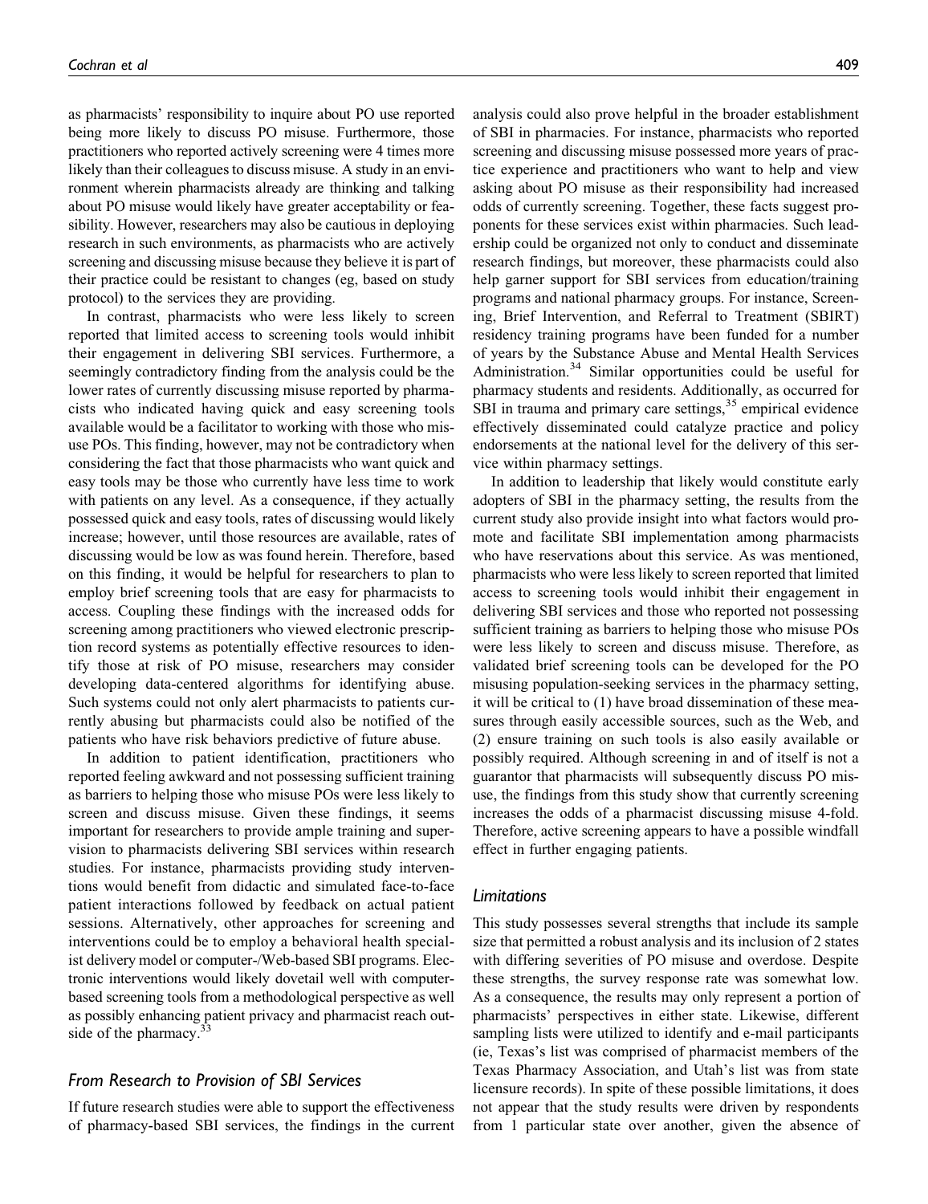as pharmacists' responsibility to inquire about PO use reported being more likely to discuss PO misuse. Furthermore, those practitioners who reported actively screening were 4 times more likely than their colleagues to discuss misuse. A study in an environment wherein pharmacists already are thinking and talking about PO misuse would likely have greater acceptability or feasibility. However, researchers may also be cautious in deploying research in such environments, as pharmacists who are actively screening and discussing misuse because they believe it is part of their practice could be resistant to changes (eg, based on study protocol) to the services they are providing.

In contrast, pharmacists who were less likely to screen reported that limited access to screening tools would inhibit their engagement in delivering SBI services. Furthermore, a seemingly contradictory finding from the analysis could be the lower rates of currently discussing misuse reported by pharmacists who indicated having quick and easy screening tools available would be a facilitator to working with those who misuse POs. This finding, however, may not be contradictory when considering the fact that those pharmacists who want quick and easy tools may be those who currently have less time to work with patients on any level. As a consequence, if they actually possessed quick and easy tools, rates of discussing would likely increase; however, until those resources are available, rates of discussing would be low as was found herein. Therefore, based on this finding, it would be helpful for researchers to plan to employ brief screening tools that are easy for pharmacists to access. Coupling these findings with the increased odds for screening among practitioners who viewed electronic prescription record systems as potentially effective resources to identify those at risk of PO misuse, researchers may consider developing data-centered algorithms for identifying abuse. Such systems could not only alert pharmacists to patients currently abusing but pharmacists could also be notified of the patients who have risk behaviors predictive of future abuse.

In addition to patient identification, practitioners who reported feeling awkward and not possessing sufficient training as barriers to helping those who misuse POs were less likely to screen and discuss misuse. Given these findings, it seems important for researchers to provide ample training and supervision to pharmacists delivering SBI services within research studies. For instance, pharmacists providing study interventions would benefit from didactic and simulated face-to-face patient interactions followed by feedback on actual patient sessions. Alternatively, other approaches for screening and interventions could be to employ a behavioral health specialist delivery model or computer-/Web-based SBI programs. Electronic interventions would likely dovetail well with computer-based screening tools from a methodological perspective as well as possibly enhancing patient privacy and pharmacist reach outside of the pharmacy.[33]

### From Research to Provision of SBI Services

If future research studies were able to support the effectiveness of pharmacy-based SBI services, the findings in the current analysis could also prove helpful in the broader establishment of SBI in pharmacies. For instance, pharmacists who reported screening and discussing misuse possessed more years of practice experience and practitioners who want to help and view asking about PO misuse as their responsibility had increased odds of currently screening. Together, these facts suggest proponents for these services exist within pharmacies. Such leadership could be organized not only to conduct and disseminate research findings, but moreover, these pharmacists could also help garner support for SBI services from education/training programs and national pharmacy groups. For instance, Screening, Brief Intervention, and Referral to Treatment (SBIRT) residency training programs have been funded for a number of years by the Substance Abuse and Mental Health Services Administration.[34] Similar opportunities could be useful for pharmacy students and residents. Additionally, as occurred for SBI in trauma and primary care settings,[35] empirical evidence effectively disseminated could catalyze practice and policy endorsements at the national level for the delivery of this service within pharmacy settings.

In addition to leadership that likely would constitute early adopters of SBI in the pharmacy setting, the results from the current study also provide insight into what factors would promote and facilitate SBI implementation among pharmacists who have reservations about this service. As was mentioned, pharmacists who were less likely to screen reported that limited access to screening tools would inhibit their engagement in delivering SBI services and those who reported not possessing sufficient training as barriers to helping those who misuse POs were less likely to screen and discuss misuse. Therefore, as validated brief screening tools can be developed for the PO misusing population-seeking services in the pharmacy setting, it will be critical to (1) have broad dissemination of these measures through easily accessible sources, such as the Web, and (2) ensure training on such tools is also easily available or possibly required. Although screening in and of itself is not a guarantor that pharmacists will subsequently discuss PO misuse, the findings from this study show that currently screening increases the odds of a pharmacist discussing misuse 4-fold. Therefore, active screening appears to have a possible windfall effect in further engaging patients.

### Limitations

This study possesses several strengths that include its sample size that permitted a robust analysis and its inclusion of 2 states with differing severities of PO misuse and overdose. Despite these strengths, the survey response rate was somewhat low. As a consequence, the results may only represent a portion of pharmacists' perspectives in either state. Likewise, different sampling lists were utilized to identify and e-mail participants (ie, Texas's list was comprised of pharmacist members of the Texas Pharmacy Association, and Utah's list was from state licensure records). In spite of these possible limitations, it does not appear that the study results were driven by respondents from 1 particular state over another, given the absence of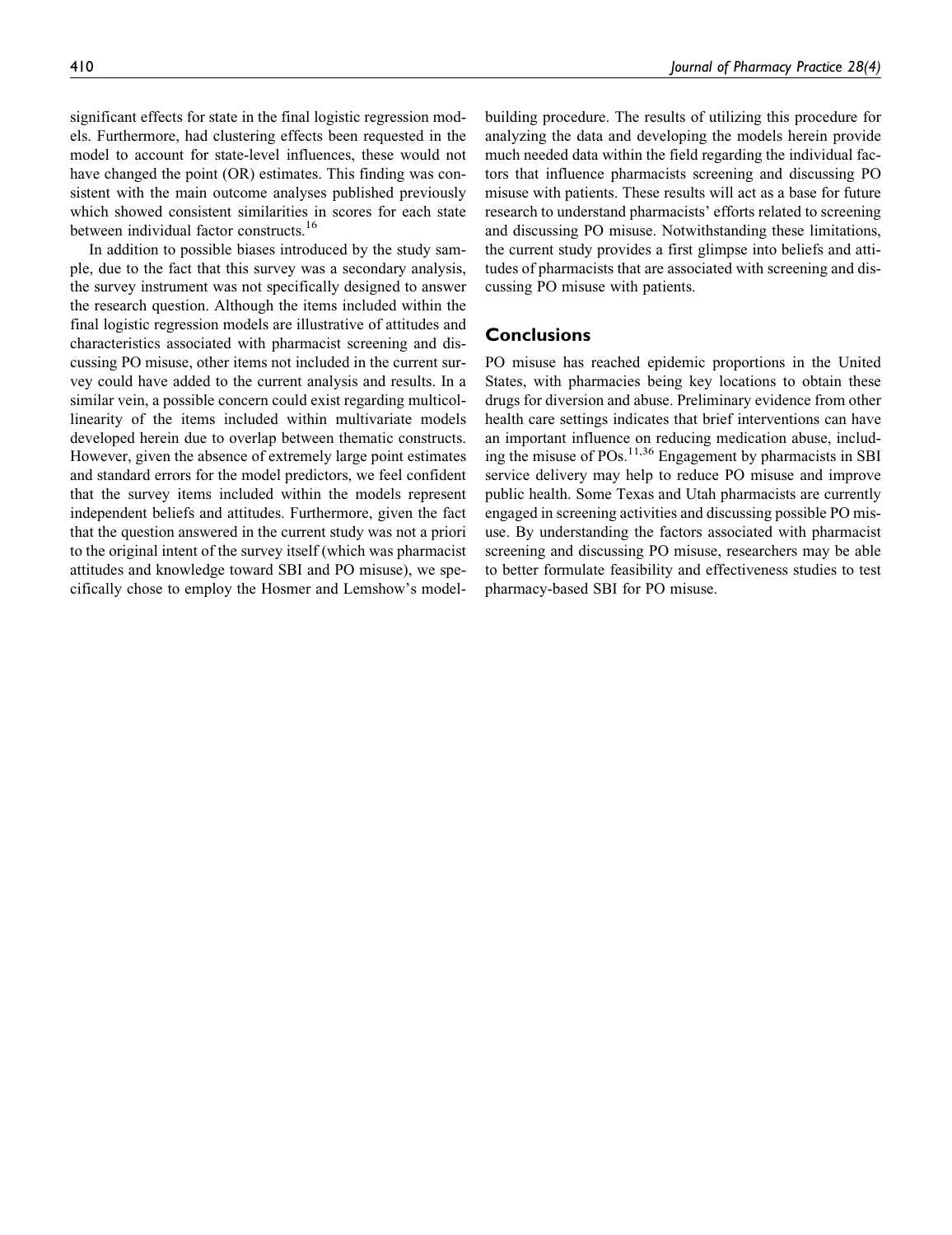significant effects for state in the final logistic regression models. Furthermore, had clustering effects been requested in the model to account for state-level influences, these would not have changed the point (OR) estimates. This finding was consistent with the main outcome analyses published previously which showed consistent similarities in scores for each state between individual factor constructs.[16]

In addition to possible biases introduced by the study sample, due to the fact that this survey was a secondary analysis, the survey instrument was not specifically designed to answer the research question. Although the items included within the final logistic regression models are illustrative of attitudes and characteristics associated with pharmacist screening and discussing PO misuse, other items not included in the current survey could have added to the current analysis and results. In a similar vein, a possible concern could exist regarding multicollinearity of the items included within multivariate models developed herein due to overlap between thematic constructs. However, given the absence of extremely large point estimates and standard errors for the model predictors, we feel confident that the survey items included within the models represent independent beliefs and attitudes. Furthermore, given the fact that the question answered in the current study was not a priori to the original intent of the survey itself (which was pharmacist attitudes and knowledge toward SBI and PO misuse), we specifically chose to employ the Hosmer and Lemshow's model-building procedure. The results of utilizing this procedure for analyzing the data and developing the models herein provide much needed data within the field regarding the individual factors that influence pharmacists screening and discussing PO misuse with patients. These results will act as a base for future research to understand pharmacists' efforts related to screening and discussing PO misuse. Notwithstanding these limitations, the current study provides a first glimpse into beliefs and attitudes of pharmacists that are associated with screening and discussing PO misuse with patients.

## Conclusions

PO misuse has reached epidemic proportions in the United States, with pharmacies being key locations to obtain these drugs for diversion and abuse. Preliminary evidence from other health care settings indicates that brief interventions can have an important influence on reducing medication abuse, including the misuse of POs.[11,36] Engagement by pharmacists in SBI service delivery may help to reduce PO misuse and improve public health. Some Texas and Utah pharmacists are currently engaged in screening activities and discussing possible PO misuse. By understanding the factors associated with pharmacist screening and discussing PO misuse, researchers may be able to better formulate feasibility and effectiveness studies to test pharmacy-based SBI for PO misuse.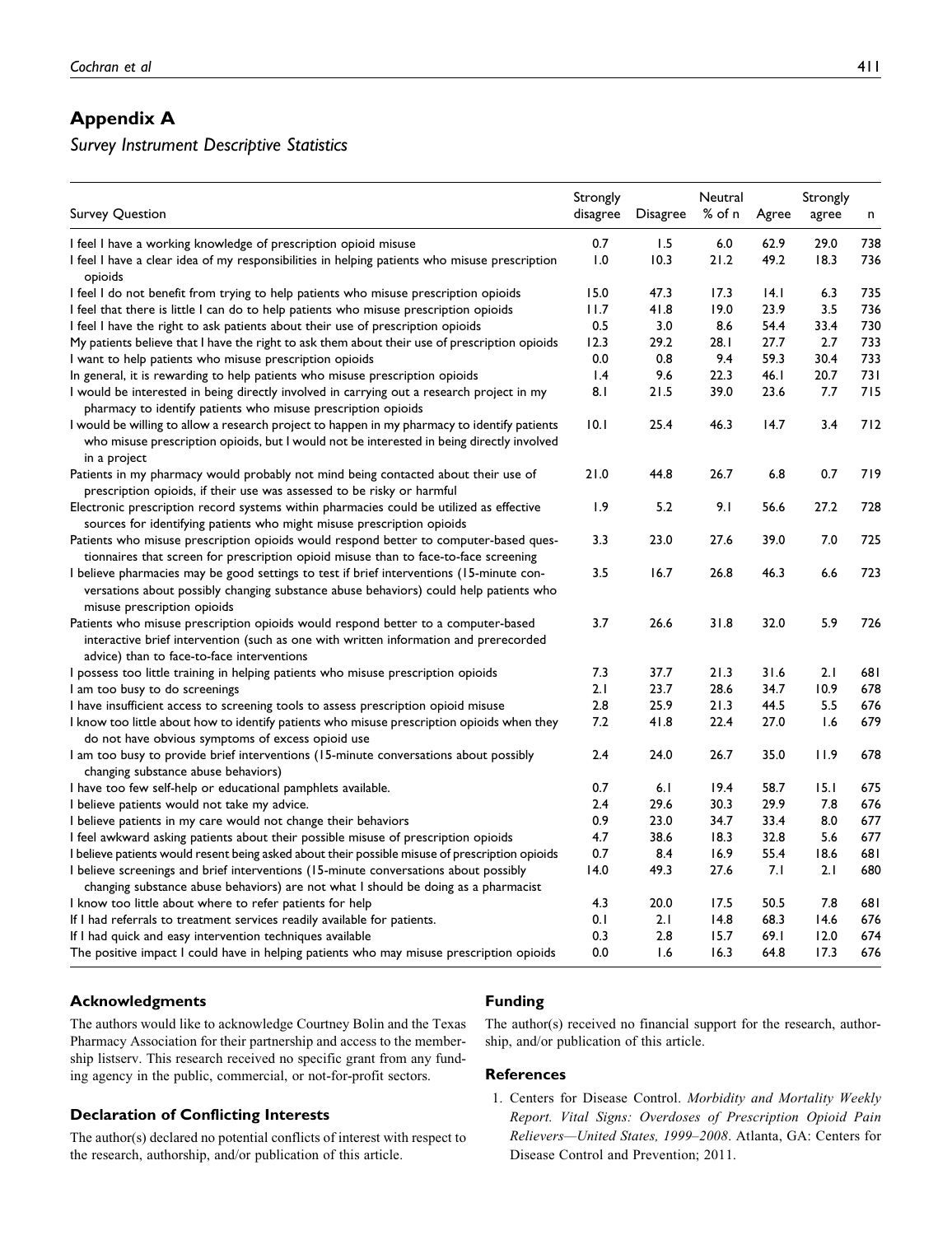## Appendix A

### *Survey Instrument Descriptive Statistics*

| Survey Question | Strongly disagree | Disagree | Neutral % of n | Agree | Strongly agree | n |
|---|---|---|---|---|---|---|
| I feel I have a working knowledge of prescription opioid misuse | 0.7 | 1.5 | 6.0 | 62.9 | 29.0 | 738 |
| I feel I have a clear idea of my responsibilities in helping patients who misuse prescription opioids | 1.0 | 10.3 | 21.2 | 49.2 | 18.3 | 736 |
| I feel I do not benefit from trying to help patients who misuse prescription opioids | 15.0 | 47.3 | 17.3 | 14.1 | 6.3 | 735 |
| I feel that there is little I can do to help patients who misuse prescription opioids | 11.7 | 41.8 | 19.0 | 23.9 | 3.5 | 736 |
| I feel I have the right to ask patients about their use of prescription opioids | 0.5 | 3.0 | 8.6 | 54.4 | 33.4 | 730 |
| My patients believe that I have the right to ask them about their use of prescription opioids | 12.3 | 29.2 | 28.1 | 27.7 | 2.7 | 733 |
| I want to help patients who misuse prescription opioids | 0.0 | 0.8 | 9.4 | 59.3 | 30.4 | 733 |
| In general, it is rewarding to help patients who misuse prescription opioids | 1.4 | 9.6 | 22.3 | 46.1 | 20.7 | 731 |
| I would be interested in being directly involved in carrying out a research project in my pharmacy to identify patients who misuse prescription opioids | 8.1 | 21.5 | 39.0 | 23.6 | 7.7 | 715 |
| I would be willing to allow a research project to happen in my pharmacy to identify patients who misuse prescription opioids, but I would not be interested in being directly involved in a project | 10.1 | 25.4 | 46.3 | 14.7 | 3.4 | 712 |
| Patients in my pharmacy would probably not mind being contacted about their use of prescription opioids, if their use was assessed to be risky or harmful | 21.0 | 44.8 | 26.7 | 6.8 | 0.7 | 719 |
| Electronic prescription record systems within pharmacies could be utilized as effective sources for identifying patients who might misuse prescription opioids | 1.9 | 5.2 | 9.1 | 56.6 | 27.2 | 728 |
| Patients who misuse prescription opioids would respond better to computer-based questionnaires that screen for prescription opioid misuse than to face-to-face screening | 3.3 | 23.0 | 27.6 | 39.0 | 7.0 | 725 |
| I believe pharmacies may be good settings to test if brief interventions (15-minute conversations about possibly changing substance abuse behaviors) could help patients who misuse prescription opioids | 3.5 | 16.7 | 26.8 | 46.3 | 6.6 | 723 |
| Patients who misuse prescription opioids would respond better to a computer-based interactive brief intervention (such as one with written information and prerecorded advice) than to face-to-face interventions | 3.7 | 26.6 | 31.8 | 32.0 | 5.9 | 726 |
| I possess too little training in helping patients who misuse prescription opioids | 7.3 | 37.7 | 21.3 | 31.6 | 2.1 | 681 |
| I am too busy to do screenings | 2.1 | 23.7 | 28.6 | 34.7 | 10.9 | 678 |
| I have insufficient access to screening tools to assess prescription opioid misuse | 2.8 | 25.9 | 21.3 | 44.5 | 5.5 | 676 |
| I know too little about how to identify patients who misuse prescription opioids when they do not have obvious symptoms of excess opioid use | 7.2 | 41.8 | 22.4 | 27.0 | 1.6 | 679 |
| I am too busy to provide brief interventions (15-minute conversations about possibly changing substance abuse behaviors) | 2.4 | 24.0 | 26.7 | 35.0 | 11.9 | 678 |
| I have too few self-help or educational pamphlets available. | 0.7 | 6.1 | 19.4 | 58.7 | 15.1 | 675 |
| I believe patients would not take my advice. | 2.4 | 29.6 | 30.3 | 29.9 | 7.8 | 676 |
| I believe patients in my care would not change their behaviors | 0.9 | 23.0 | 34.7 | 33.4 | 8.0 | 677 |
| I feel awkward asking patients about their possible misuse of prescription opioids | 4.7 | 38.6 | 18.3 | 32.8 | 5.6 | 677 |
| I believe patients would resent being asked about their possible misuse of prescription opioids | 0.7 | 8.4 | 16.9 | 55.4 | 18.6 | 681 |
| I believe screenings and brief interventions (15-minute conversations about possibly changing substance abuse behaviors) are not what I should be doing as a pharmacist | 14.0 | 49.3 | 27.6 | 7.1 | 2.1 | 680 |
| I know too little about where to refer patients for help | 4.3 | 20.0 | 17.5 | 50.5 | 7.8 | 681 |
| If I had referrals to treatment services readily available for patients. | 0.1 | 2.1 | 14.8 | 68.3 | 14.6 | 676 |
| If I had quick and easy intervention techniques available | 0.3 | 2.8 | 15.7 | 69.1 | 12.0 | 674 |
| The positive impact I could have in helping patients who may misuse prescription opioids | 0.0 | 1.6 | 16.3 | 64.8 | 17.3 | 676 |

### Acknowledgments

The authors would like to acknowledge Courtney Bolin and the Texas Pharmacy Association for their partnership and access to the membership listserv. This research received no specific grant from any funding agency in the public, commercial, or not-for-profit sectors.

### Declaration of Conflicting Interests

The author(s) declared no potential conflicts of interest with respect to the research, authorship, and/or publication of this article.

### Funding

The author(s) received no financial support for the research, authorship, and/or publication of this article.

### References

1. Centers for Disease Control. *Morbidity and Mortality Weekly Report. Vital Signs: Overdoses of Prescription Opioid Pain Relievers—United States, 1999–2008*. Atlanta, GA: Centers for Disease Control and Prevention; 2011.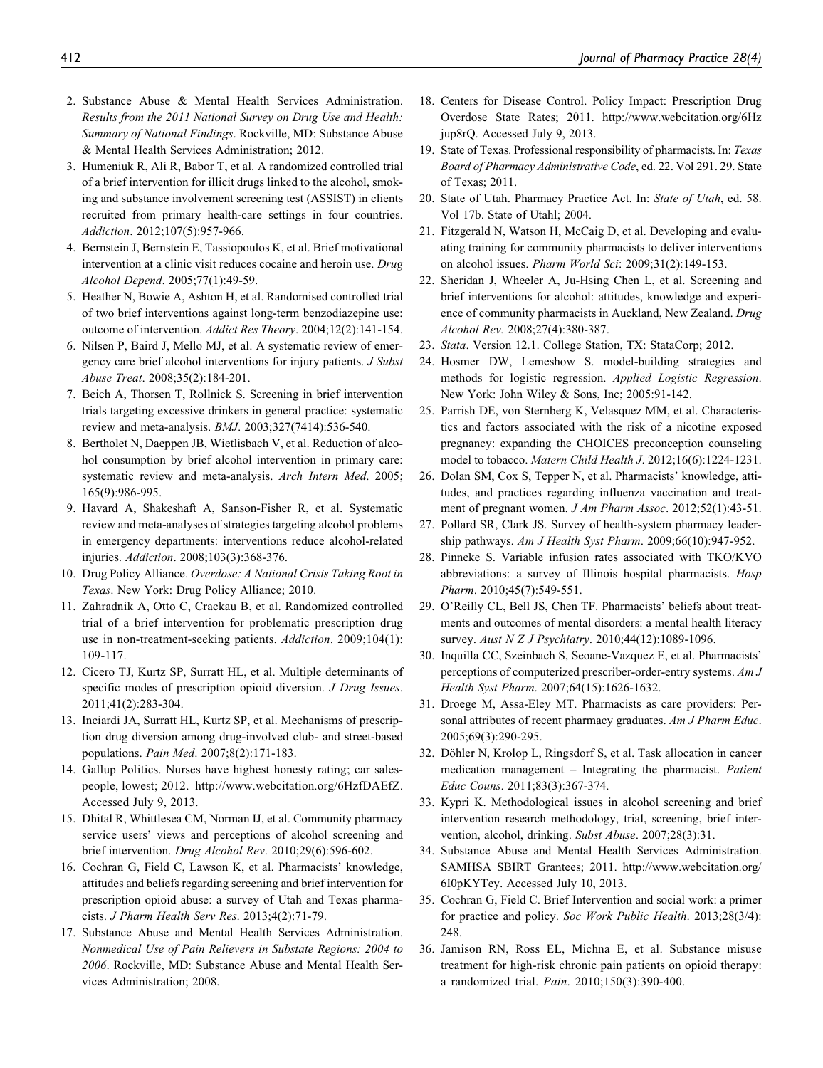2. Substance Abuse & Mental Health Services Administration. *Results from the 2011 National Survey on Drug Use and Health: Summary of National Findings*. Rockville, MD: Substance Abuse & Mental Health Services Administration; 2012.
3. Humeniuk R, Ali R, Babor T, et al. A randomized controlled trial of a brief intervention for illicit drugs linked to the alcohol, smoking and substance involvement screening test (ASSIST) in clients recruited from primary health-care settings in four countries. *Addiction*. 2012;107(5):957-966.
4. Bernstein J, Bernstein E, Tassiopoulos K, et al. Brief motivational intervention at a clinic visit reduces cocaine and heroin use. *Drug Alcohol Depend*. 2005;77(1):49-59.
5. Heather N, Bowie A, Ashton H, et al. Randomised controlled trial of two brief interventions against long-term benzodiazepine use: outcome of intervention. *Addict Res Theory*. 2004;12(2):141-154.
6. Nilsen P, Baird J, Mello MJ, et al. A systematic review of emergency care brief alcohol interventions for injury patients. *J Subst Abuse Treat*. 2008;35(2):184-201.
7. Beich A, Thorsen T, Rollnick S. Screening in brief intervention trials targeting excessive drinkers in general practice: systematic review and meta-analysis. *BMJ*. 2003;327(7414):536-540.
8. Bertholet N, Daeppen JB, Wietlisbach V, et al. Reduction of alcohol consumption by brief alcohol intervention in primary care: systematic review and meta-analysis. *Arch Intern Med*. 2005; 165(9):986-995.
9. Havard A, Shakeshaft A, Sanson-Fisher R, et al. Systematic review and meta-analyses of strategies targeting alcohol problems in emergency departments: interventions reduce alcohol-related injuries. *Addiction*. 2008;103(3):368-376.
10. Drug Policy Alliance. *Overdose: A National Crisis Taking Root in Texas*. New York: Drug Policy Alliance; 2010.
11. Zahradnik A, Otto C, Crackau B, et al. Randomized controlled trial of a brief intervention for problematic prescription drug use in non-treatment-seeking patients. *Addiction*. 2009;104(1): 109-117.
12. Cicero TJ, Kurtz SP, Surratt HL, et al. Multiple determinants of specific modes of prescription opioid diversion. *J Drug Issues*. 2011;41(2):283-304.
13. Inciardi JA, Surratt HL, Kurtz SP, et al. Mechanisms of prescription drug diversion among drug-involved club- and street-based populations. *Pain Med*. 2007;8(2):171-183.
14. Gallup Politics. Nurses have highest honesty rating; car salespeople, lowest; 2012. http://www.webcitation.org/6HzfDAEfZ. Accessed July 9, 2013.
15. Dhital R, Whittlesea CM, Norman IJ, et al. Community pharmacy service users' views and perceptions of alcohol screening and brief intervention. *Drug Alcohol Rev*. 2010;29(6):596-602.
16. Cochran G, Field C, Lawson K, et al. Pharmacists' knowledge, attitudes and beliefs regarding screening and brief intervention for prescription opioid abuse: a survey of Utah and Texas pharmacists. *J Pharm Health Serv Res*. 2013;4(2):71-79.
17. Substance Abuse and Mental Health Services Administration. *Nonmedical Use of Pain Relievers in Substate Regions: 2004 to 2006*. Rockville, MD: Substance Abuse and Mental Health Services Administration; 2008.
18. Centers for Disease Control. Policy Impact: Prescription Drug Overdose State Rates; 2011. http://www.webcitation.org/6Hzjup8rQ. Accessed July 9, 2013.
19. State of Texas. Professional responsibility of pharmacists. In: *Texas Board of Pharmacy Administrative Code*, ed. 22. Vol 291. 29. State of Texas; 2011.
20. State of Utah. Pharmacy Practice Act. In: *State of Utah*, ed. 58. Vol 17b. State of Utahl; 2004.
21. Fitzgerald N, Watson H, McCaig D, et al. Developing and evaluating training for community pharmacists to deliver interventions on alcohol issues. *Pharm World Sci*: 2009;31(2):149-153.
22. Sheridan J, Wheeler A, Ju-Hsing Chen L, et al. Screening and brief interventions for alcohol: attitudes, knowledge and experience of community pharmacists in Auckland, New Zealand. *Drug Alcohol Rev.* 2008;27(4):380-387.
23. *Stata*. Version 12.1. College Station, TX: StataCorp; 2012.
24. Hosmer DW, Lemeshow S. model-building strategies and methods for logistic regression. *Applied Logistic Regression*. New York: John Wiley & Sons, Inc; 2005:91-142.
25. Parrish DE, von Sternberg K, Velasquez MM, et al. Characteristics and factors associated with the risk of a nicotine exposed pregnancy: expanding the CHOICES preconception counseling model to tobacco. *Matern Child Health J*. 2012;16(6):1224-1231.
26. Dolan SM, Cox S, Tepper N, et al. Pharmacists' knowledge, attitudes, and practices regarding influenza vaccination and treatment of pregnant women. *J Am Pharm Assoc*. 2012;52(1):43-51.
27. Pollard SR, Clark JS. Survey of health-system pharmacy leadership pathways. *Am J Health Syst Pharm*. 2009;66(10):947-952.
28. Pinneke S. Variable infusion rates associated with TKO/KVO abbreviations: a survey of Illinois hospital pharmacists. *Hosp Pharm*. 2010;45(7):549-551.
29. O'Reilly CL, Bell JS, Chen TF. Pharmacists' beliefs about treatments and outcomes of mental disorders: a mental health literacy survey. *Aust N Z J Psychiatry*. 2010;44(12):1089-1096.
30. Inquilla CC, Szeinbach S, Seoane-Vazquez E, et al. Pharmacists' perceptions of computerized prescriber-order-entry systems. *Am J Health Syst Pharm*. 2007;64(15):1626-1632.
31. Droege M, Assa-Eley MT. Pharmacists as care providers: Personal attributes of recent pharmacy graduates. *Am J Pharm Educ*. 2005;69(3):290-295.
32. Döhler N, Krolop L, Ringsdorf S, et al. Task allocation in cancer medication management – Integrating the pharmacist. *Patient Educ Couns*. 2011;83(3):367-374.
33. Kypri K. Methodological issues in alcohol screening and brief intervention research methodology, trial, screening, brief intervention, alcohol, drinking. *Subst Abuse*. 2007;28(3):31.
34. Substance Abuse and Mental Health Services Administration. SAMHSA SBIRT Grantees; 2011. http://www.webcitation.org/6I0pKYTey. Accessed July 10, 2013.
35. Cochran G, Field C. Brief Intervention and social work: a primer for practice and policy. *Soc Work Public Health*. 2013;28(3/4): 248.
36. Jamison RN, Ross EL, Michna E, et al. Substance misuse treatment for high-risk chronic pain patients on opioid therapy: a randomized trial. *Pain*. 2010;150(3):390-400.